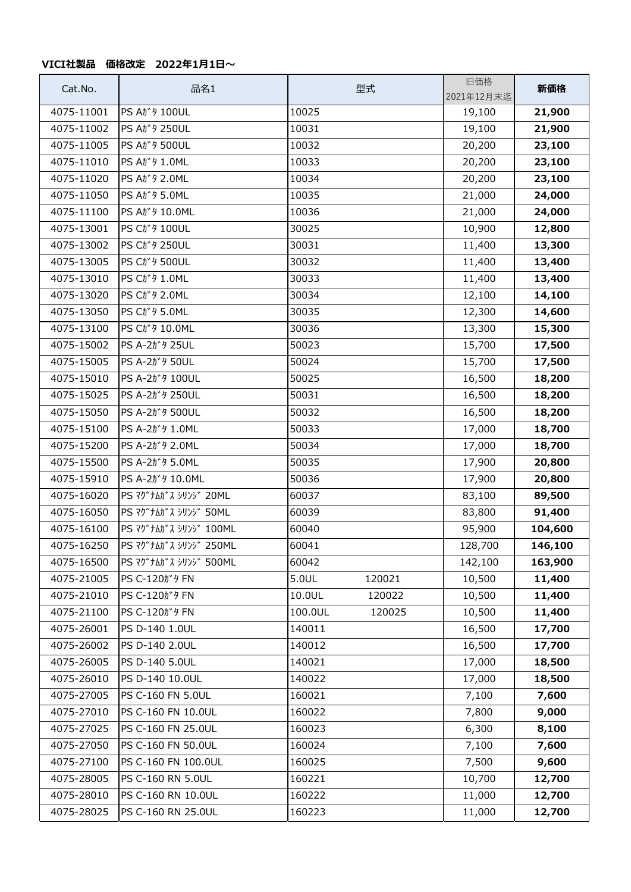**VICI社製品　価格改定　2022年1月1日～**

| Cat.No. | 品名1 | 型式 | 旧価格<br>2021年12月末迄 | 新価格 |
|---|---|---|---|---|
| 4075-11001 | PS Aｶﾞﾀ 100UL | 10025 | 19,100 | **21,900** |
| 4075-11002 | PS Aｶﾞﾀ 250UL | 10031 | 19,100 | **21,900** |
| 4075-11005 | PS Aｶﾞﾀ 500UL | 10032 | 20,200 | **23,100** |
| 4075-11010 | PS Aｶﾞﾀ 1.0ML | 10033 | 20,200 | **23,100** |
| 4075-11020 | PS Aｶﾞﾀ 2.0ML | 10034 | 20,200 | **23,100** |
| 4075-11050 | PS Aｶﾞﾀ 5.0ML | 10035 | 21,000 | **24,000** |
| 4075-11100 | PS Aｶﾞﾀ 10.0ML | 10036 | 21,000 | **24,000** |
| 4075-13001 | PS Cｶﾞﾀ 100UL | 30025 | 10,900 | **12,800** |
| 4075-13002 | PS Cｶﾞﾀ 250UL | 30031 | 11,400 | **13,300** |
| 4075-13005 | PS Cｶﾞﾀ 500UL | 30032 | 11,400 | **13,400** |
| 4075-13010 | PS Cｶﾞﾀ 1.0ML | 30033 | 11,400 | **13,400** |
| 4075-13020 | PS Cｶﾞﾀ 2.0ML | 30034 | 12,100 | **14,100** |
| 4075-13050 | PS Cｶﾞﾀ 5.0ML | 30035 | 12,300 | **14,600** |
| 4075-13100 | PS Cｶﾞﾀ 10.0ML | 30036 | 13,300 | **15,300** |
| 4075-15002 | PS A-2ｶﾞﾀ 25UL | 50023 | 15,700 | **17,500** |
| 4075-15005 | PS A-2ｶﾞﾀ 50UL | 50024 | 15,700 | **17,500** |
| 4075-15010 | PS A-2ｶﾞﾀ 100UL | 50025 | 16,500 | **18,200** |
| 4075-15025 | PS A-2ｶﾞﾀ 250UL | 50031 | 16,500 | **18,200** |
| 4075-15050 | PS A-2ｶﾞﾀ 500UL | 50032 | 16,500 | **18,200** |
| 4075-15100 | PS A-2ｶﾞﾀ 1.0ML | 50033 | 17,000 | **18,700** |
| 4075-15200 | PS A-2ｶﾞﾀ 2.0ML | 50034 | 17,000 | **18,700** |
| 4075-15500 | PS A-2ｶﾞﾀ 5.0ML | 50035 | 17,900 | **20,800** |
| 4075-15910 | PS A-2ｶﾞﾀ 10.0ML | 50036 | 17,900 | **20,800** |
| 4075-16020 | PS ﾏｸﾞﾅﾑｶﾞｽ ｼﾘﾝｼﾞ 20ML | 60037 | 83,100 | **89,500** |
| 4075-16050 | PS ﾏｸﾞﾅﾑｶﾞｽ ｼﾘﾝｼﾞ 50ML | 60039 | 83,800 | **91,400** |
| 4075-16100 | PS ﾏｸﾞﾅﾑｶﾞｽ ｼﾘﾝｼﾞ 100ML | 60040 | 95,900 | **104,600** |
| 4075-16250 | PS ﾏｸﾞﾅﾑｶﾞｽ ｼﾘﾝｼﾞ 250ML | 60041 | 128,700 | **146,100** |
| 4075-16500 | PS ﾏｸﾞﾅﾑｶﾞｽ ｼﾘﾝｼﾞ 500ML | 60042 | 142,100 | **163,900** |
| 4075-21005 | PS C-120ｶﾞﾀ FN | 5.0UL　120021 | 10,500 | **11,400** |
| 4075-21010 | PS C-120ｶﾞﾀ FN | 10.0UL　120022 | 10,500 | **11,400** |
| 4075-21100 | PS C-120ｶﾞﾀ FN | 100.0UL　120025 | 10,500 | **11,400** |
| 4075-26001 | PS D-140 1.0UL | 140011 | 16,500 | **17,700** |
| 4075-26002 | PS D-140 2.0UL | 140012 | 16,500 | **17,700** |
| 4075-26005 | PS D-140 5.0UL | 140021 | 17,000 | **18,500** |
| 4075-26010 | PS D-140 10.0UL | 140022 | 17,000 | **18,500** |
| 4075-27005 | PS C-160 FN 5.0UL | 160021 | 7,100 | **7,600** |
| 4075-27010 | PS C-160 FN 10.0UL | 160022 | 7,800 | **9,000** |
| 4075-27025 | PS C-160 FN 25.0UL | 160023 | 6,300 | **8,100** |
| 4075-27050 | PS C-160 FN 50.0UL | 160024 | 7,100 | **7,600** |
| 4075-27100 | PS C-160 FN 100.0UL | 160025 | 7,500 | **9,600** |
| 4075-28005 | PS C-160 RN 5.0UL | 160221 | 10,700 | **12,700** |
| 4075-28010 | PS C-160 RN 10.0UL | 160222 | 11,000 | **12,700** |
| 4075-28025 | PS C-160 RN 25.0UL | 160223 | 11,000 | **12,700** |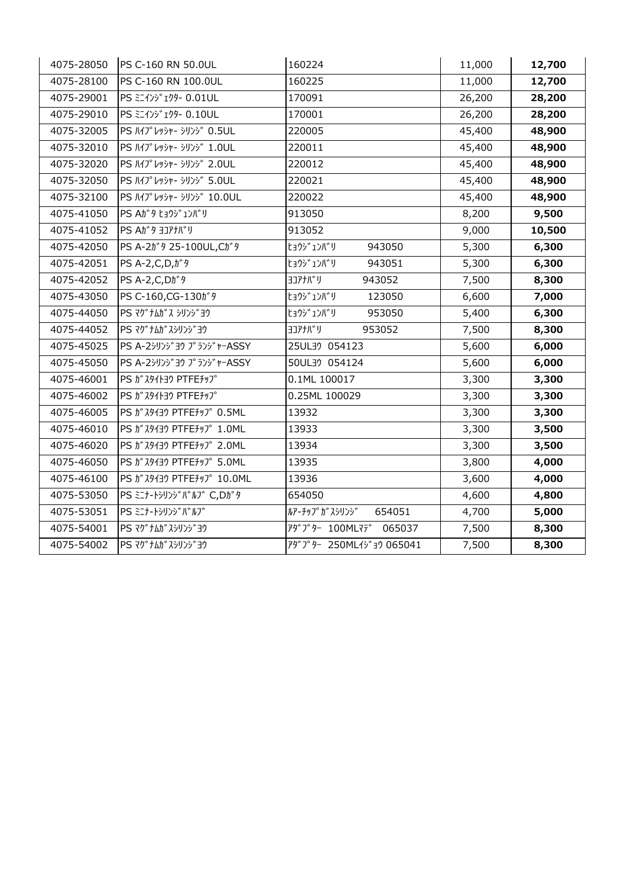| | | | | |
|---|---|---|---|---|
| 4075-28050 | PS C-160 RN 50.0UL | 160224 | 11,000 | **12,700** |
| 4075-28100 | PS C-160 RN 100.0UL | 160225 | 11,000 | **12,700** |
| 4075-29001 | PS ﾐﾆｲﾝｼﾞｪｸﾀｰ 0.01UL | 170091 | 26,200 | **28,200** |
| 4075-29010 | PS ﾐﾆｲﾝｼﾞｪｸﾀｰ 0.10UL | 170001 | 26,200 | **28,200** |
| 4075-32005 | PS ﾊｲﾌﾟﾚｯｼｬｰ ｼﾘﾝｼﾞ 0.5UL | 220005 | 45,400 | **48,900** |
| 4075-32010 | PS ﾊｲﾌﾟﾚｯｼｬｰ ｼﾘﾝｼﾞ 1.0UL | 220011 | 45,400 | **48,900** |
| 4075-32020 | PS ﾊｲﾌﾟﾚｯｼｬｰ ｼﾘﾝｼﾞ 2.0UL | 220012 | 45,400 | **48,900** |
| 4075-32050 | PS ﾊｲﾌﾟﾚｯｼｬｰ ｼﾘﾝｼﾞ 5.0UL | 220021 | 45,400 | **48,900** |
| 4075-32100 | PS ﾊｲﾌﾟﾚｯｼｬｰ ｼﾘﾝｼﾞ 10.0UL | 220022 | 45,400 | **48,900** |
| 4075-41050 | PS Aｶﾞﾀ ﾋｮｳｼﾞｭﾝﾊﾞﾘ | 913050 | 8,200 | **9,500** |
| 4075-41052 | PS Aｶﾞﾀ ﾖｺｱﾅﾊﾞﾘ | 913052 | 9,000 | **10,500** |
| 4075-42050 | PS A-2ｶﾞﾀ 25-100UL,Cｶﾞﾀ | ﾋｮｳｼﾞｭﾝﾊﾞﾘ 943050 | 5,300 | **6,300** |
| 4075-42051 | PS A-2,C,D,ｶﾞﾀ | ﾋｮｳｼﾞｭﾝﾊﾞﾘ 943051 | 5,300 | **6,300** |
| 4075-42052 | PS A-2,C,Dｶﾞﾀ | ﾖｺｱﾅﾊﾞﾘ 943052 | 7,500 | **8,300** |
| 4075-43050 | PS C-160,CG-130ｶﾞﾀ | ﾋｮｳｼﾞｭﾝﾊﾞﾘ 123050 | 6,600 | **7,000** |
| 4075-44050 | PS ﾏｸﾞﾅﾑｶﾞｽ ｼﾘﾝｼﾞﾖｳ | ﾋｮｳｼﾞｭﾝﾊﾞﾘ 953050 | 5,400 | **6,300** |
| 4075-44052 | PS ﾏｸﾞﾅﾑｶﾞｽｼﾘﾝｼﾞﾖｳ | ﾖｺｱﾅﾊﾞﾘ 953052 | 7,500 | **8,300** |
| 4075-45025 | PS A-2ｼﾘﾝｼﾞﾖｳ ﾌﾟﾗﾝｼﾞｬｰASSY | 25ULﾖｳ 054123 | 5,600 | **6,000** |
| 4075-45050 | PS A-2ｼﾘﾝｼﾞﾖｳ ﾌﾟﾗﾝｼﾞｬｰASSY | 50ULﾖｳ 054124 | 5,600 | **6,000** |
| 4075-46001 | PS ｶﾞｽﾀｲﾄﾖｳ PTFEﾁｯﾌﾟ | 0.1ML 100017 | 3,300 | **3,300** |
| 4075-46002 | PS ｶﾞｽﾀｲﾄﾖｳ PTFEﾁｯﾌﾟ | 0.25ML 100029 | 3,300 | **3,300** |
| 4075-46005 | PS ｶﾞｽﾀｲﾖｳ PTFEﾁｯﾌﾟ 0.5ML | 13932 | 3,300 | **3,300** |
| 4075-46010 | PS ｶﾞｽﾀｲﾖｳ PTFEﾁｯﾌﾟ 1.0ML | 13933 | 3,300 | **3,500** |
| 4075-46020 | PS ｶﾞｽﾀｲﾖｳ PTFEﾁｯﾌﾟ 2.0ML | 13934 | 3,300 | **3,500** |
| 4075-46050 | PS ｶﾞｽﾀｲﾖｳ PTFEﾁｯﾌﾟ 5.0ML | 13935 | 3,800 | **4,000** |
| 4075-46100 | PS ｶﾞｽﾀｲﾖｳ PTFEﾁｯﾌﾟ 10.0ML | 13936 | 3,600 | **4,000** |
| 4075-53050 | PS ﾐﾆﾅｰﾄｼﾘﾝｼﾞﾊﾞﾙﾌﾞ C,Dｶﾞﾀ | 654050 | 4,600 | **4,800** |
| 4075-53051 | PS ﾐﾆﾅｰﾄｼﾘﾝｼﾞﾊﾞﾙﾌﾞ | ﾙｱｰﾁｯﾌﾟｶﾞｽｼﾘﾝｼﾞ 654051 | 4,700 | **5,000** |
| 4075-54001 | PS ﾏｸﾞﾅﾑｶﾞｽｼﾘﾝｼﾞﾖｳ | ｱﾀﾞﾌﾟﾀｰ 100MLﾏﾃﾞ 065037 | 7,500 | **8,300** |
| 4075-54002 | PS ﾏｸﾞﾅﾑｶﾞｽｼﾘﾝｼﾞﾖｳ | ｱﾀﾞﾌﾟﾀｰ 250MLｲｼﾞｮｳ 065041 | 7,500 | **8,300** |